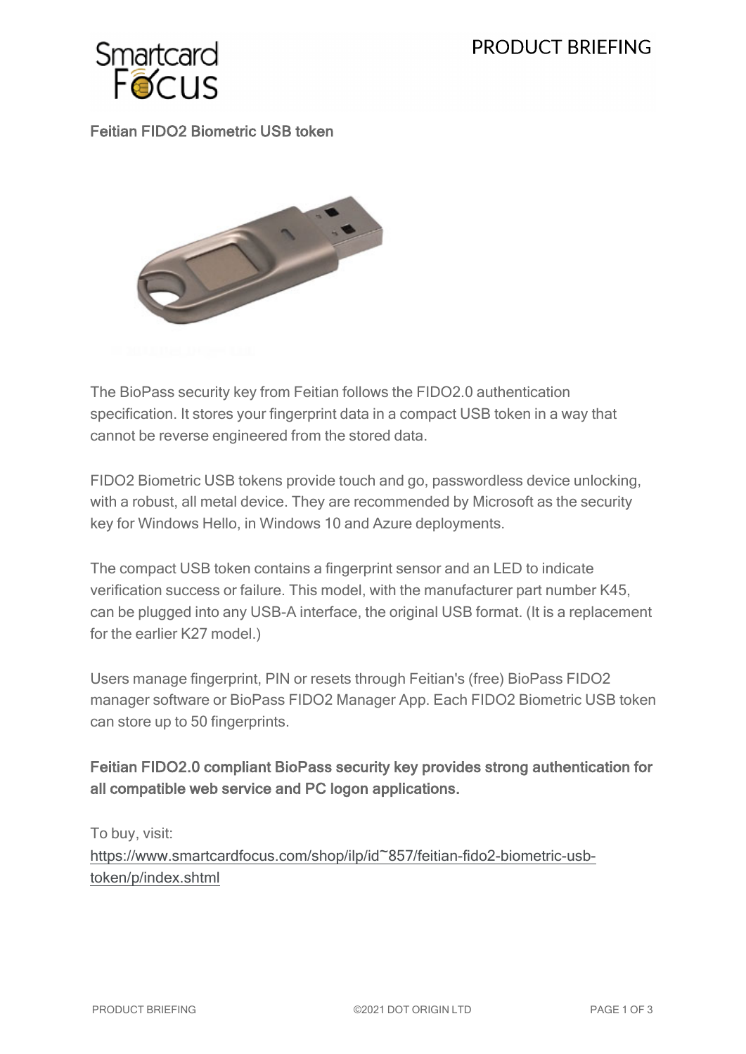# Feitian FIDO2 Biometric USB token

The BioPass security key from Feitian follows the FIDO2.0 authentication specification. It stores your fingerprint data in a compact USB token in a way that cannot be reverse engineered from the stored data.

FIDO2 Biometric USB tokens provide touch and go, passwordless device unlocking, with a robust, all metal device. They are recommended by Microsoft as the security key for Windows Hello, in Windows 10 and Azure deployments.

The compact USB token contains a fingerprint sensor and an LED to indicate verification success or failure. This model, with the manufacturer part number K45, can be plugged into any USB-A interface, the original USB format. (It is a replacement for the earlier K27 model.)

Users manage fingerprint, PIN or resets through Feitian's (free) BioPass FIDO2 manager software or BioPass FIDO2 Manager App. Each FIDO2 Biometric USB token can store up to 50 fingerprints.

**Feitian FIDO2.0 compliant BioPass security key provides strong authentication for all compatible web service and PC logon applications.**

To buy, visit:
[https://www.smartcardfocus.com/shop/ilp/id~857/feitian-fido2-biometric-usb-token/p/index.shtml](https://www.smartcardfocus.com/shop/ilp/id~857/feitian-fido2-biometric-usb-token/p/index.shtml)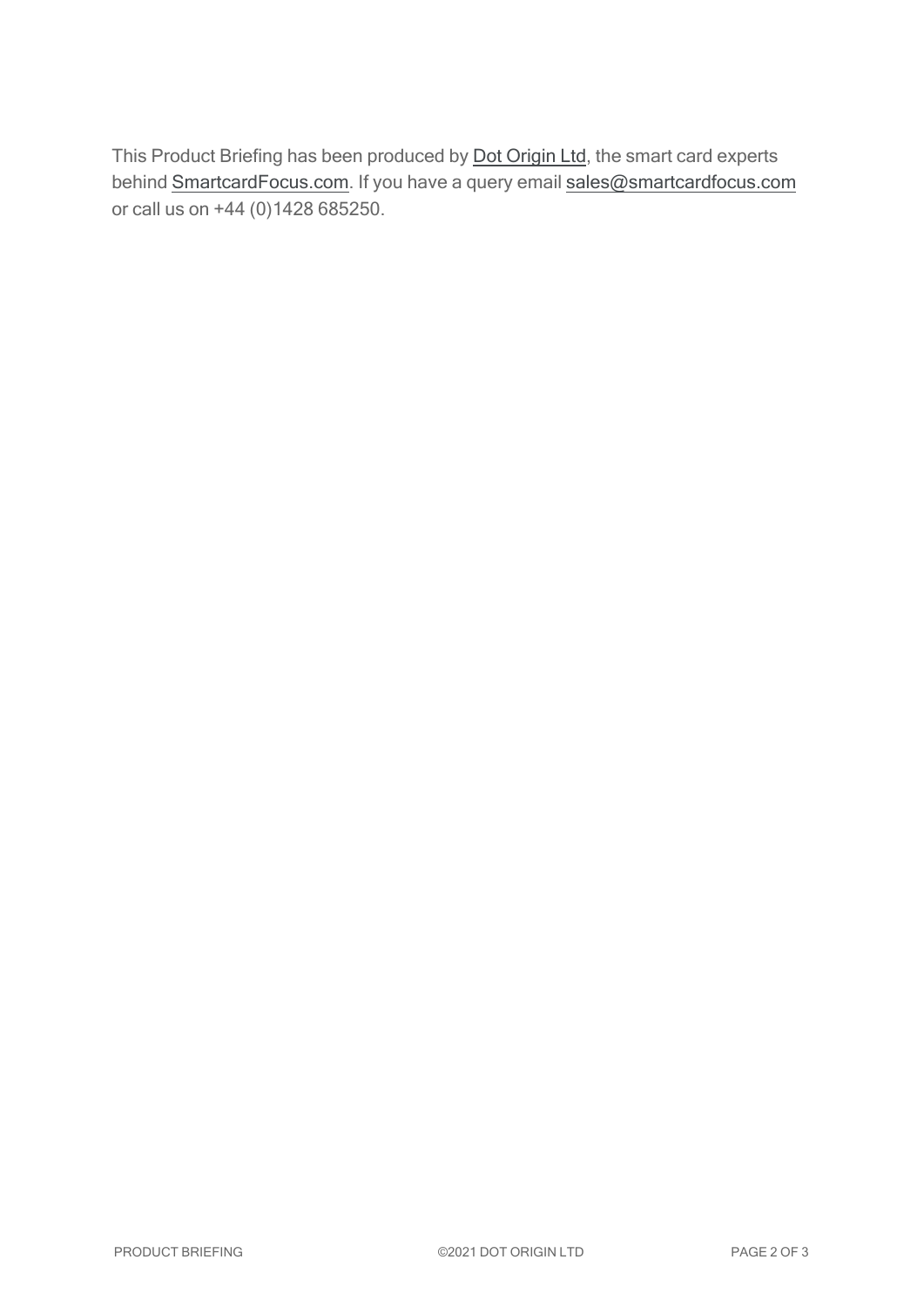This Product Briefing has been produced by Dot Origin Ltd, the smart card experts behind SmartcardFocus.com. If you have a query email sales@smartcardfocus.com or call us on +44 (0)1428 685250.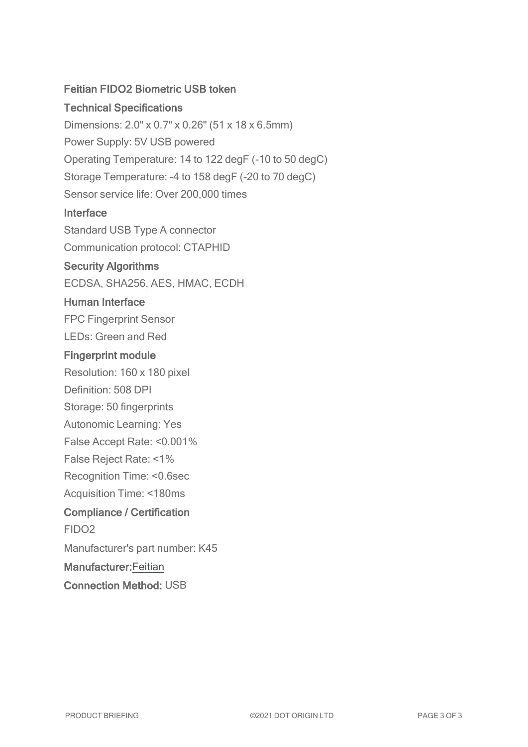### Feitian FIDO2 Biometric USB token

#### Technical Specifications

Dimensions: 2.0" x 0.7" x 0.26" (51 x 18 x 6.5mm)

Power Supply: 5V USB powered

Operating Temperature: 14 to 122 degF (-10 to 50 degC)

Storage Temperature: -4 to 158 degF (-20 to 70 degC)

Sensor service life: Over 200,000 times

#### Interface

Standard USB Type A connector

Communication protocol: CTAPHID

#### Security Algorithms

ECDSA, SHA256, AES, HMAC, ECDH

#### Human Interface

FPC Fingerprint Sensor

LEDs: Green and Red

#### Fingerprint module

Resolution: 160 x 180 pixel

Definition: 508 DPI

Storage: 50 fingerprints

Autonomic Learning: Yes

False Accept Rate: <0.001%

False Reject Rate: <1%

Recognition Time: <0.6sec

Acquisition Time: <180ms

#### Compliance / Certification

FIDO2

Manufacturer's part number: K45

**Manufacturer:**Feitian

**Connection Method:** USB